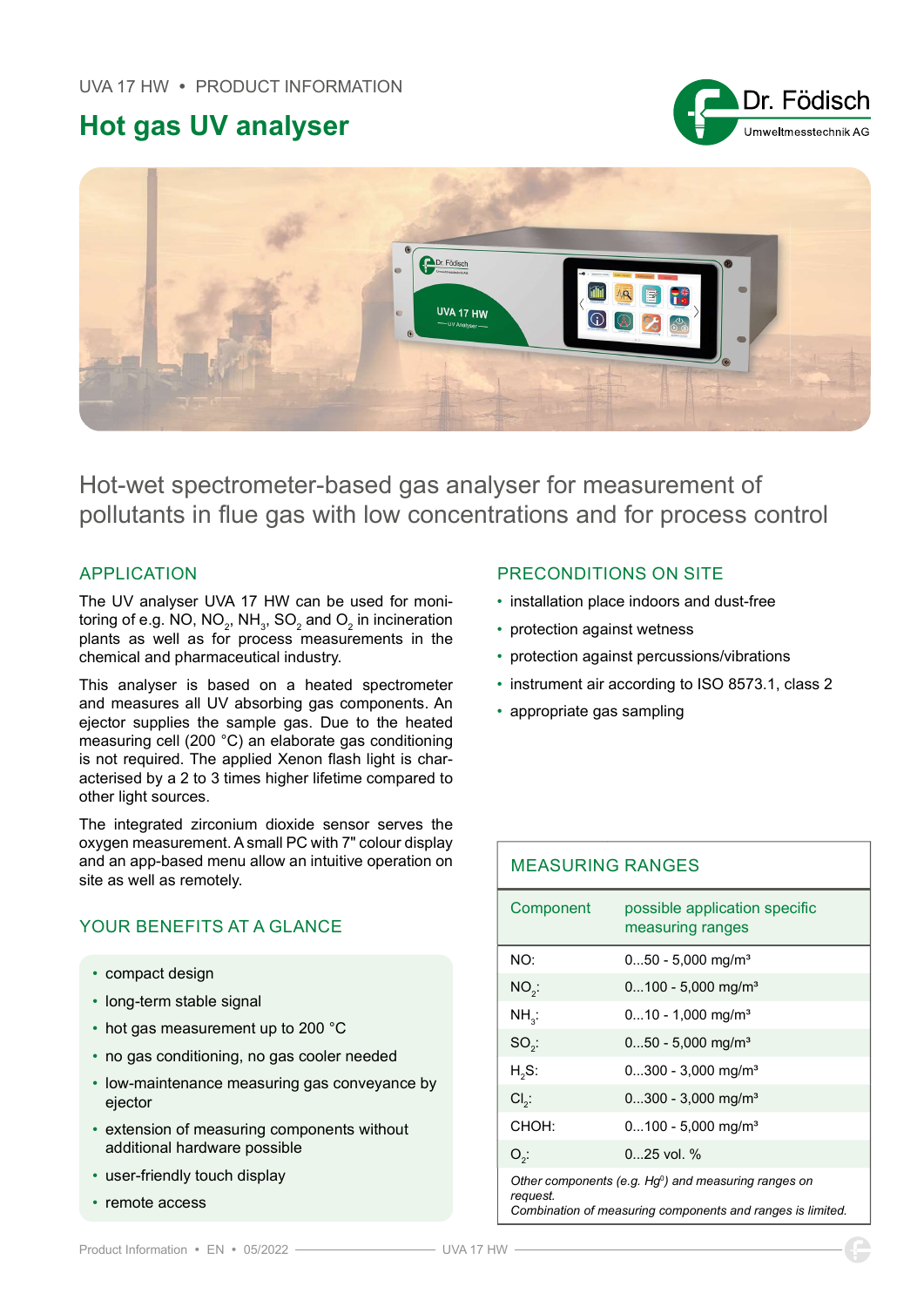UVA 17 HW • PRODUCT INFORMATION

# Hot gas UV analyser

Dr. Födisch Umweltmesstechnik AG

## Hot-wet spectrometer-based gas analyser for measurement of pollutants in flue gas with low concentrations and for process control

### APPLICATION

The UV analyser UVA 17 HW can be used for monitoring of e.g. NO, $NO_2$, $NH_3$, $SO_2$ and $O_2$ in incineration plants as well as for process measurements in the chemical and pharmaceutical industry.

This analyser is based on a heated spectrometer and measures all UV absorbing gas components. An ejector supplies the sample gas. Due to the heated measuring cell (200 °C) an elaborate gas conditioning is not required. The applied Xenon flash light is characterised by a 2 to 3 times higher lifetime compared to other light sources.

The integrated zirconium dioxide sensor serves the oxygen measurement. A small PC with 7" colour display and an app-based menu allow an intuitive operation on site as well as remotely.

### YOUR BENEFITS AT A GLANCE

- compact design
- long-term stable signal
- hot gas measurement up to 200 °C
- no gas conditioning, no gas cooler needed
- low-maintenance measuring gas conveyance by ejector
- extension of measuring components without additional hardware possible
- user-friendly touch display
- remote access

### PRECONDITIONS ON SITE

- installation place indoors and dust-free
- protection against wetness
- protection against percussions/vibrations
- instrument air according to ISO 8573.1, class 2
- appropriate gas sampling

### MEASURING RANGES

| Component | possible application specific measuring ranges |
|---|---|
| NO: | 0...50 - 5,000 mg/m³ |
| $NO_2$: | 0...100 - 5,000 mg/m³ |
| $NH_3$: | 0...10 - 1,000 mg/m³ |
| $SO_2$: | 0...50 - 5,000 mg/m³ |
| $H_2S$: | 0...300 - 3,000 mg/m³ |
| $Cl_2$: | 0...300 - 3,000 mg/m³ |
| CHOH: | 0...100 - 5,000 mg/m³ |
| $O_2$: | 0...25 vol. % |

*Other components (e.g. $Hg^0$) and measuring ranges on request.*
*Combination of measuring components and ranges is limited.*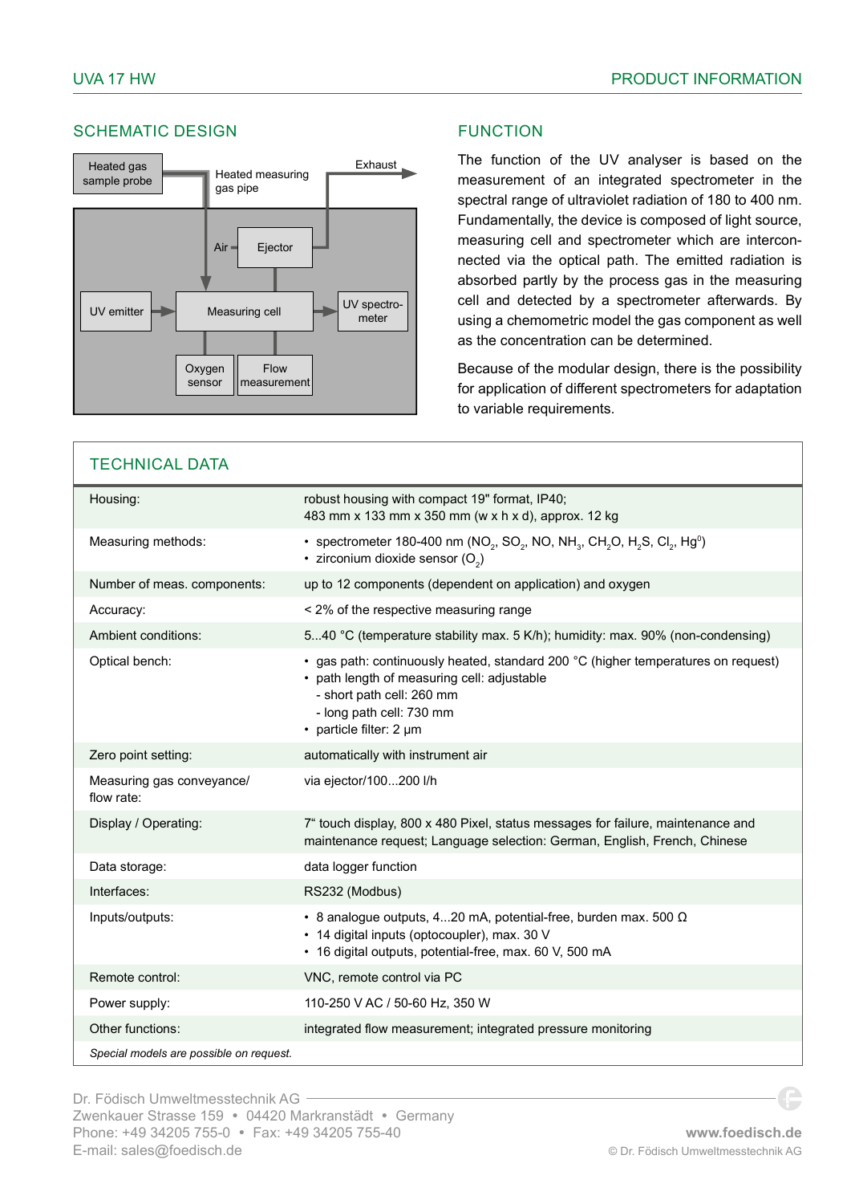## SCHEMATIC DESIGN

Heated gas sample probe

Heated measuring gas pipe

Exhaust

Air

Ejector

UV emitter

Measuring cell

UV spectro- meter

Oxygen sensor

Flow measurement

## FUNCTION

The function of the UV analyser is based on the measurement of an integrated spectrometer in the spectral range of ultraviolet radiation of 180 to 400 nm. Fundamentally, the device is composed of light source, measuring cell and spectrometer which are interconnected via the optical path. The emitted radiation is absorbed partly by the process gas in the measuring cell and detected by a spectrometer afterwards. By using a chemometric model the gas component as well as the concentration can be determined.

Because of the modular design, there is the possibility for application of different spectrometers for adaptation to variable requirements.

## TECHNICAL DATA

| | |
|---|---|
| Housing: | robust housing with compact 19" format, IP40; 483 mm x 133 mm x 350 mm (w x h x d), approx. 12 kg |
| Measuring methods: | • spectrometer 180-400 nm ($NO_2$, $SO_2$, NO, $NH_3$, $CH_2O$, $H_2S$, $Cl_2$, $Hg^0$)<br>• zirconium dioxide sensor ($O_2$) |
| Number of meas. components: | up to 12 components (dependent on application) and oxygen |
| Accuracy: | < 2% of the respective measuring range |
| Ambient conditions: | 5...40 °C (temperature stability max. 5 K/h); humidity: max. 90% (non-condensing) |
| Optical bench: | • gas path: continuously heated, standard 200 °C (higher temperatures on request)<br>• path length of measuring cell: adjustable<br>- short path cell: 260 mm<br>- long path cell: 730 mm<br>• particle filter: 2 µm |
| Zero point setting: | automatically with instrument air |
| Measuring gas conveyance/ flow rate: | via ejector/100...200 l/h |
| Display / Operating: | 7" touch display, 800 x 480 Pixel, status messages for failure, maintenance and maintenance request; Language selection: German, English, French, Chinese |
| Data storage: | data logger function |
| Interfaces: | RS232 (Modbus) |
| Inputs/outputs: | • 8 analogue outputs, 4...20 mA, potential-free, burden max. 500 Ω<br>• 14 digital inputs (optocoupler), max. 30 V<br>• 16 digital outputs, potential-free, max. 60 V, 500 mA |
| Remote control: | VNC, remote control via PC |
| Power supply: | 110-250 V AC / 50-60 Hz, 350 W |
| Other functions: | integrated flow measurement; integrated pressure monitoring |

*Special models are possible on request.*

Dr. Födisch Umweltmesstechnik AG
Zwenkauer Strasse 159 • 04420 Markranstädt • Germany
Phone: +49 34205 755-0 • Fax: +49 34205 755-40
E-mail: sales@foedisch.de

www.foedisch.de
© Dr. Födisch Umweltmesstechnik AG